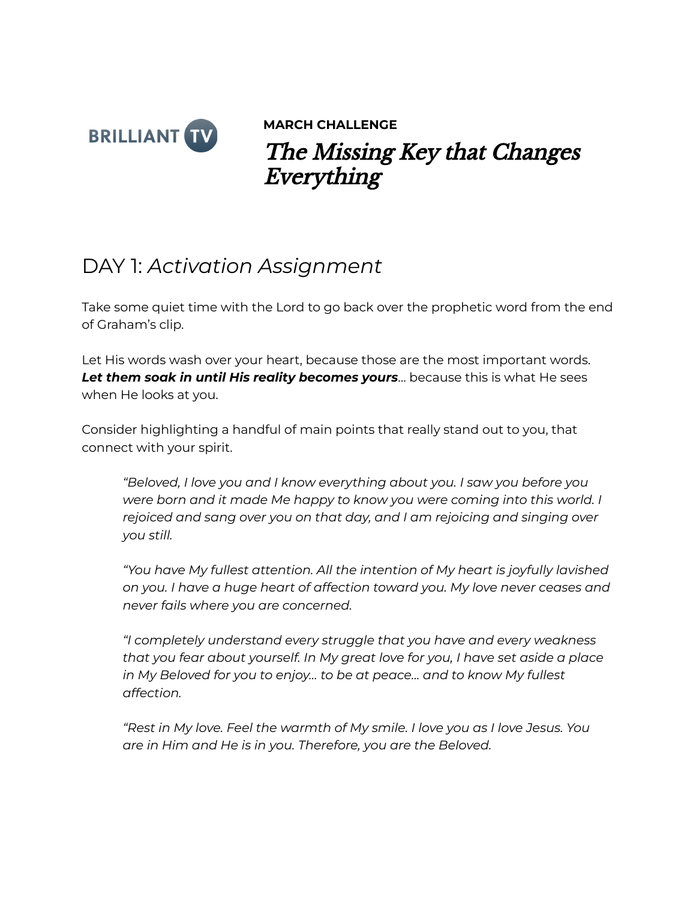BRILLIANT TV

**MARCH CHALLENGE**

# *The Missing Key that Changes Everything*

## DAY 1: *Activation Assignment*

Take some quiet time with the Lord to go back over the prophetic word from the end of Graham's clip.

Let His words wash over your heart, because those are the most important words. ***Let them soak in until His reality becomes yours***... because this is what He sees when He looks at you.

Consider highlighting a handful of main points that really stand out to you, that connect with your spirit.

> *"Beloved, I love you and I know everything about you. I saw you before you were born and it made Me happy to know you were coming into this world. I rejoiced and sang over you on that day, and I am rejoicing and singing over you still.*
>
> *"You have My fullest attention. All the intention of My heart is joyfully lavished on you. I have a huge heart of affection toward you. My love never ceases and never fails where you are concerned.*
>
> *"I completely understand every struggle that you have and every weakness that you fear about yourself. In My great love for you, I have set aside a place in My Beloved for you to enjoy... to be at peace... and to know My fullest affection.*
>
> *"Rest in My love. Feel the warmth of My smile. I love you as I love Jesus. You are in Him and He is in you. Therefore, you are the Beloved.*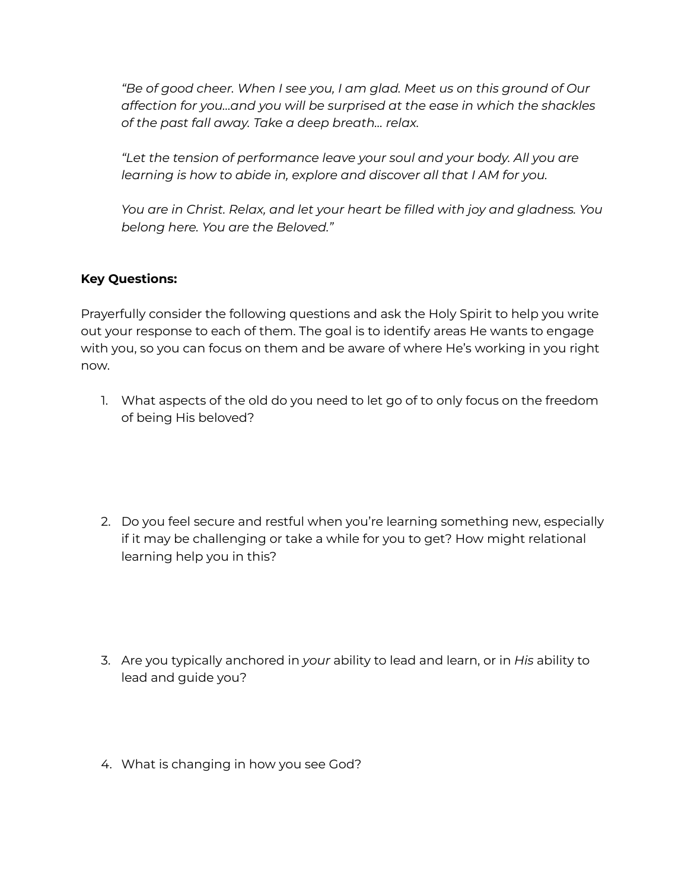*"Be of good cheer. When I see you, I am glad. Meet us on this ground of Our affection for you…and you will be surprised at the ease in which the shackles of the past fall away. Take a deep breath… relax.*

*"Let the tension of performance leave your soul and your body. All you are learning is how to abide in, explore and discover all that I AM for you.*

*You are in Christ. Relax, and let your heart be filled with joy and gladness. You belong here. You are the Beloved."*

**Key Questions:**

Prayerfully consider the following questions and ask the Holy Spirit to help you write out your response to each of them. The goal is to identify areas He wants to engage with you, so you can focus on them and be aware of where He's working in you right now.

1. What aspects of the old do you need to let go of to only focus on the freedom of being His beloved?

2. Do you feel secure and restful when you're learning something new, especially if it may be challenging or take a while for you to get? How might relational learning help you in this?

3. Are you typically anchored in *your* ability to lead and learn, or in *His* ability to lead and guide you?

4. What is changing in how you see God?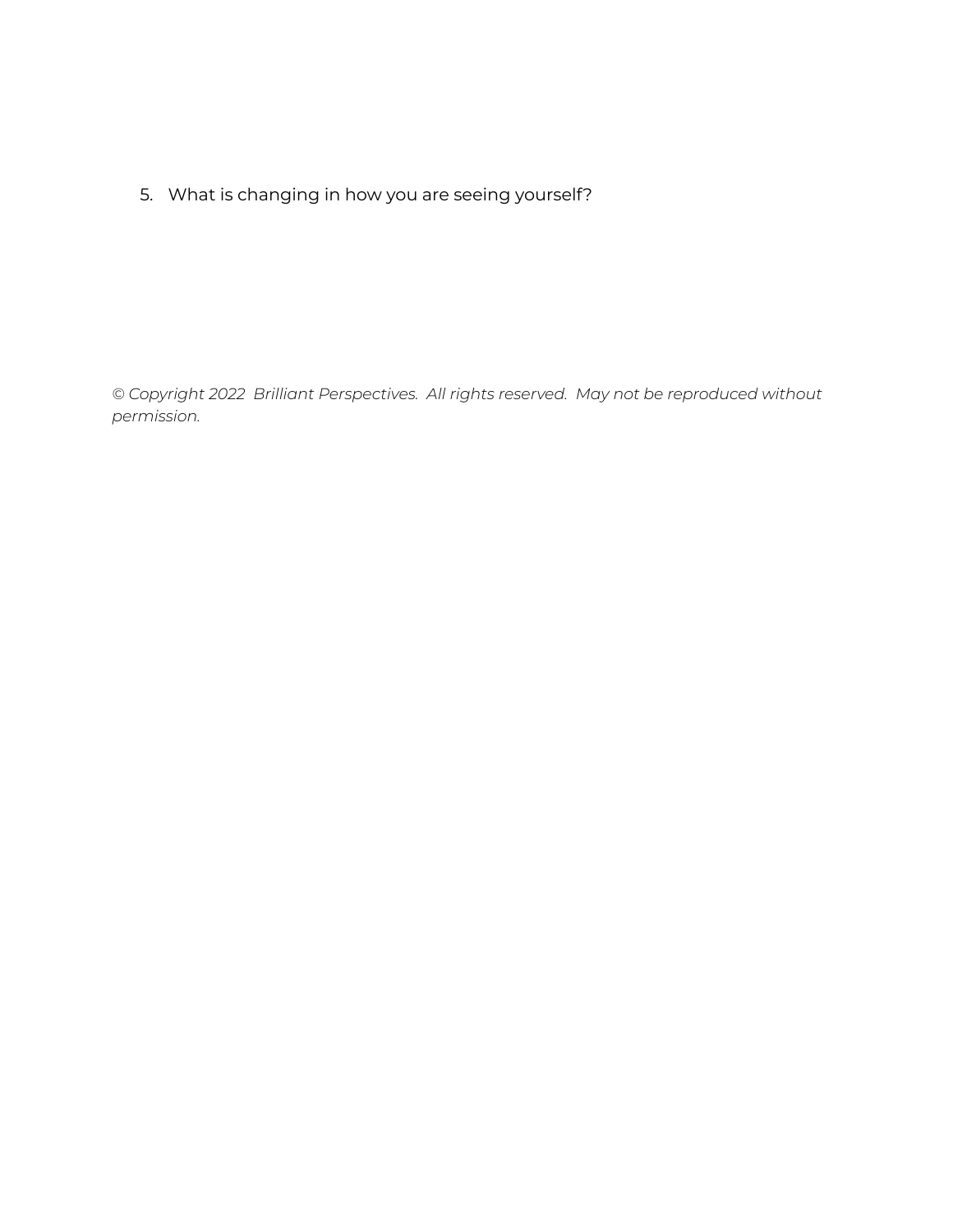5. What is changing in how you are seeing yourself?

*© Copyright 2022 Brilliant Perspectives. All rights reserved. May not be reproduced without permission.*